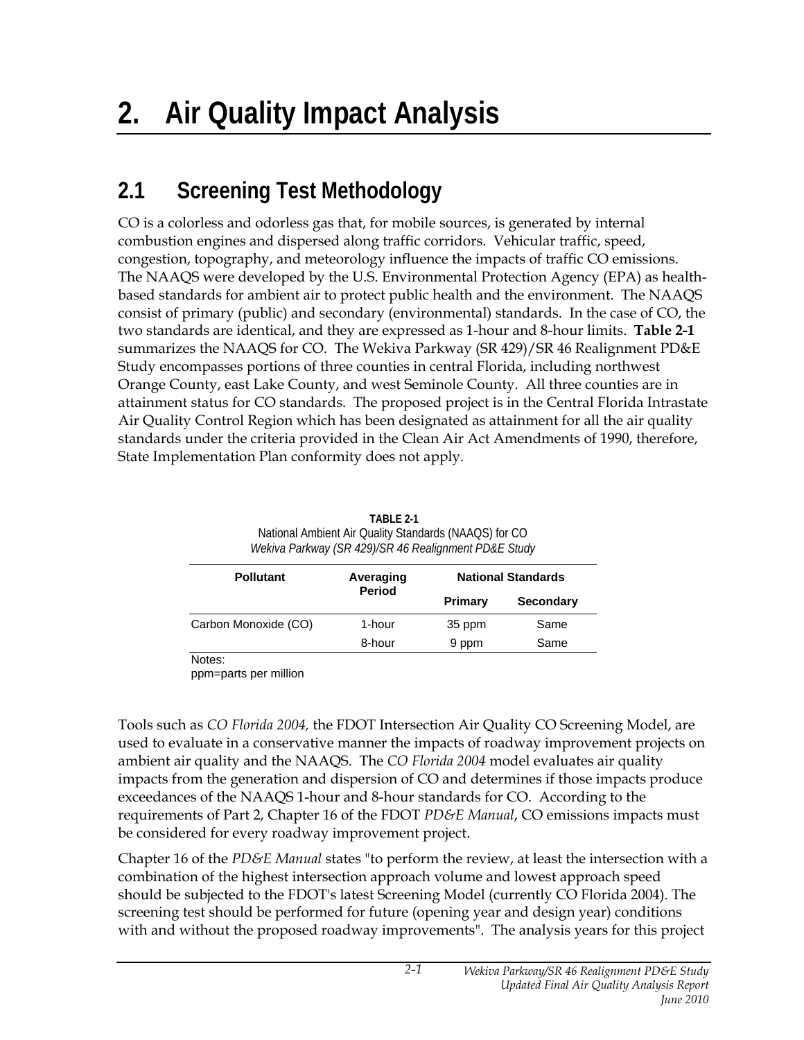# 2. Air Quality Impact Analysis

## 2.1 Screening Test Methodology

CO is a colorless and odorless gas that, for mobile sources, is generated by internal combustion engines and dispersed along traffic corridors. Vehicular traffic, speed, congestion, topography, and meteorology influence the impacts of traffic CO emissions. The NAAQS were developed by the U.S. Environmental Protection Agency (EPA) as health-based standards for ambient air to protect public health and the environment. The NAAQS consist of primary (public) and secondary (environmental) standards. In the case of CO, the two standards are identical, and they are expressed as 1-hour and 8-hour limits. **Table 2-1** summarizes the NAAQS for CO. The Wekiva Parkway (SR 429)/SR 46 Realignment PD&E Study encompasses portions of three counties in central Florida, including northwest Orange County, east Lake County, and west Seminole County. All three counties are in attainment status for CO standards. The proposed project is in the Central Florida Intrastate Air Quality Control Region which has been designated as attainment for all the air quality standards under the criteria provided in the Clean Air Act Amendments of 1990, therefore, State Implementation Plan conformity does not apply.

**TABLE 2-1**
National Ambient Air Quality Standards (NAAQS) for CO
*Wekiva Parkway (SR 429)/SR 46 Realignment PD&E Study*

| Pollutant | Averaging Period | National Standards | |
|---|---|---|---|
| | | Primary | Secondary |
| Carbon Monoxide (CO) | 1-hour | 35 ppm | Same |
| | 8-hour | 9 ppm | Same |

Notes:
ppm=parts per million

Tools such as *CO Florida 2004,* the FDOT Intersection Air Quality CO Screening Model, are used to evaluate in a conservative manner the impacts of roadway improvement projects on ambient air quality and the NAAQS. The *CO Florida 2004* model evaluates air quality impacts from the generation and dispersion of CO and determines if those impacts produce exceedances of the NAAQS 1-hour and 8-hour standards for CO. According to the requirements of Part 2, Chapter 16 of the FDOT *PD&E Manual*, CO emissions impacts must be considered for every roadway improvement project.

Chapter 16 of the *PD&E Manual* states "to perform the review, at least the intersection with a combination of the highest intersection approach volume and lowest approach speed should be subjected to the FDOT's latest Screening Model (currently CO Florida 2004). The screening test should be performed for future (opening year and design year) conditions with and without the proposed roadway improvements". The analysis years for this project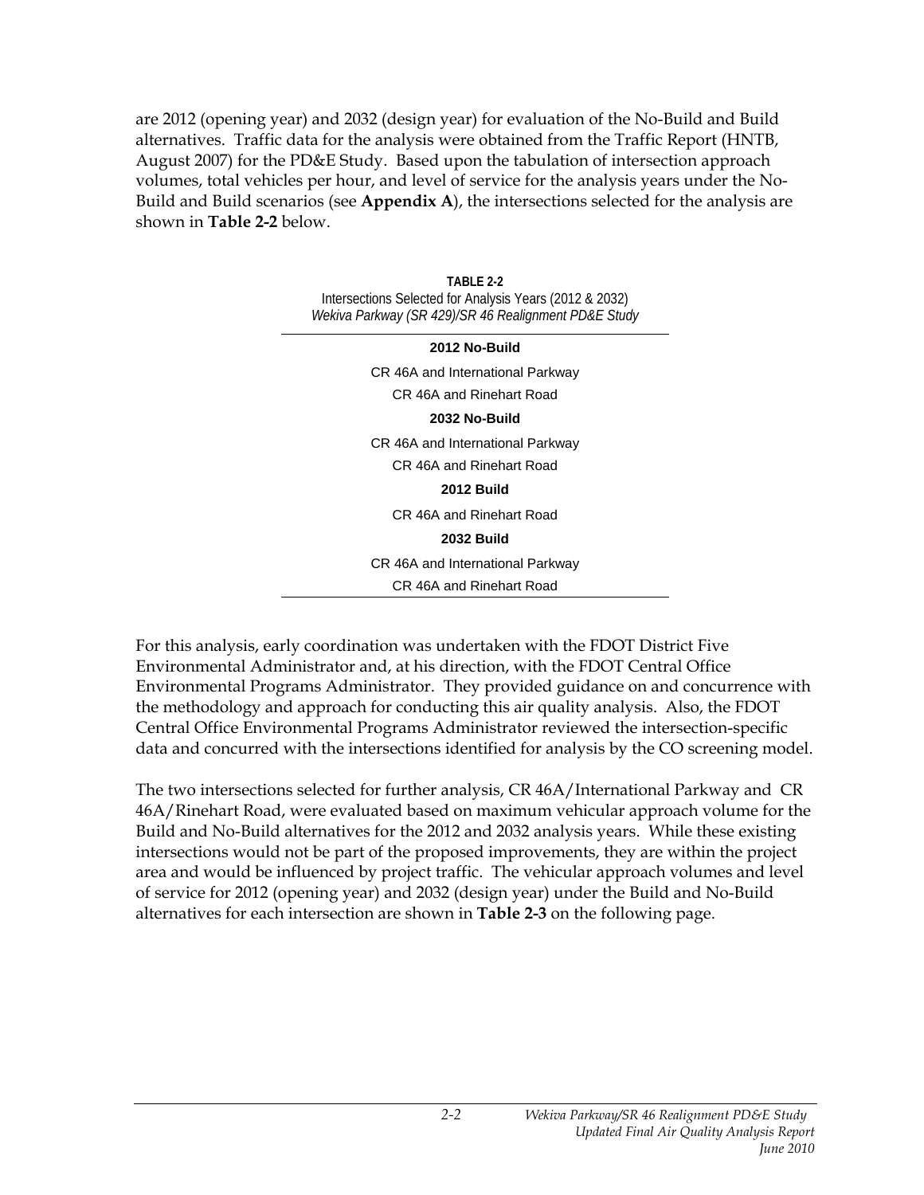are 2012 (opening year) and 2032 (design year) for evaluation of the No-Build and Build alternatives. Traffic data for the analysis were obtained from the Traffic Report (HNTB, August 2007) for the PD&E Study. Based upon the tabulation of intersection approach volumes, total vehicles per hour, and level of service for the analysis years under the No-Build and Build scenarios (see **Appendix A**), the intersections selected for the analysis are shown in **Table 2-2** below.

**TABLE 2-2**
Intersections Selected for Analysis Years (2012 & 2032)
*Wekiva Parkway (SR 429)/SR 46 Realignment PD&E Study*

| **2012 No-Build** |
|---|
| CR 46A and International Parkway |
| CR 46A and Rinehart Road |
| **2032 No-Build** |
| CR 46A and International Parkway |
| CR 46A and Rinehart Road |
| **2012 Build** |
| CR 46A and Rinehart Road |
| **2032 Build** |
| CR 46A and International Parkway |
| CR 46A and Rinehart Road |

For this analysis, early coordination was undertaken with the FDOT District Five Environmental Administrator and, at his direction, with the FDOT Central Office Environmental Programs Administrator. They provided guidance on and concurrence with the methodology and approach for conducting this air quality analysis. Also, the FDOT Central Office Environmental Programs Administrator reviewed the intersection-specific data and concurred with the intersections identified for analysis by the CO screening model.

The two intersections selected for further analysis, CR 46A/International Parkway and CR 46A/Rinehart Road, were evaluated based on maximum vehicular approach volume for the Build and No-Build alternatives for the 2012 and 2032 analysis years. While these existing intersections would not be part of the proposed improvements, they are within the project area and would be influenced by project traffic. The vehicular approach volumes and level of service for 2012 (opening year) and 2032 (design year) under the Build and No-Build alternatives for each intersection are shown in **Table 2-3** on the following page.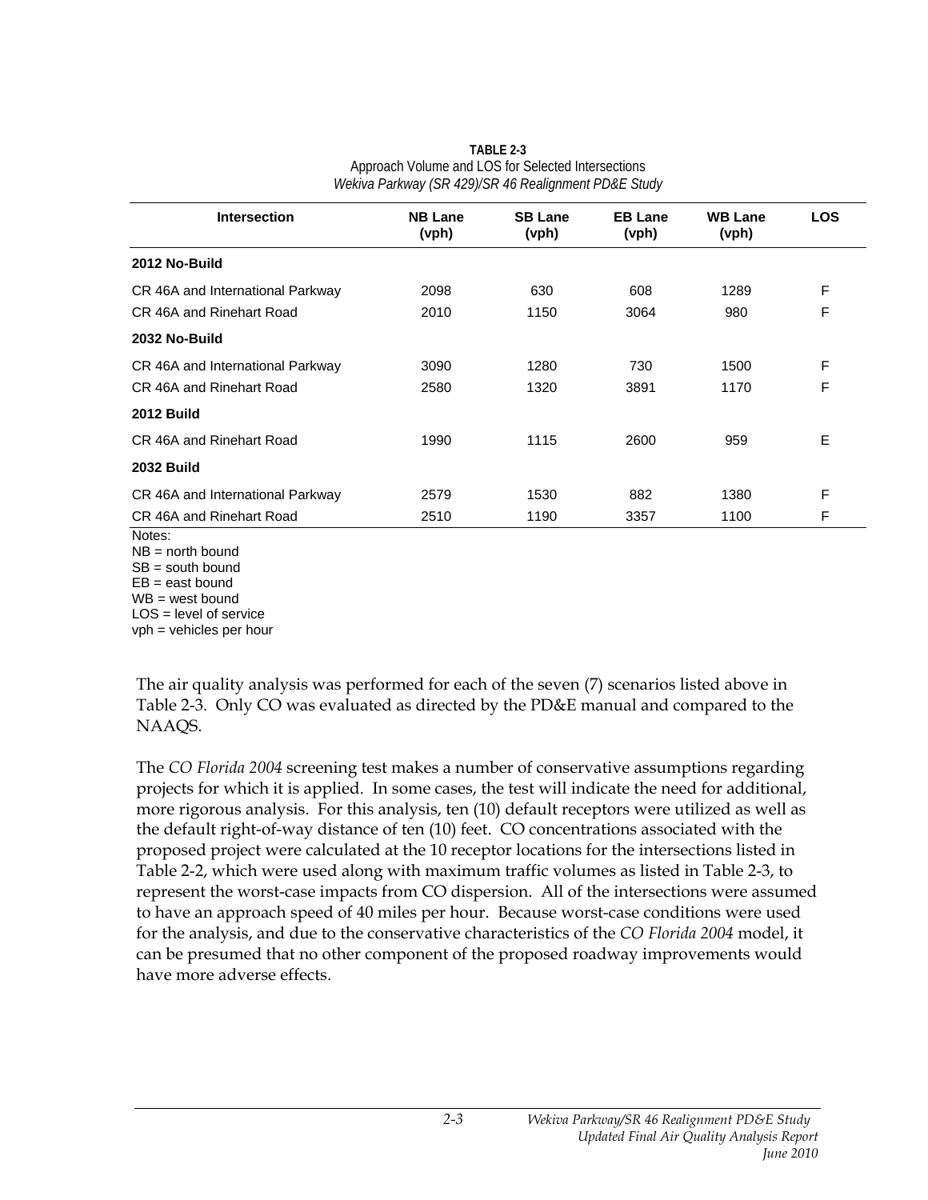**TABLE 2-3**
Approach Volume and LOS for Selected Intersections
*Wekiva Parkway (SR 429)/SR 46 Realignment PD&E Study*

| Intersection | NB Lane (vph) | SB Lane (vph) | EB Lane (vph) | WB Lane (vph) | LOS |
|---|---|---|---|---|---|
| **2012 No-Build** | | | | | |
| CR 46A and International Parkway | 2098 | 630 | 608 | 1289 | F |
| CR 46A and Rinehart Road | 2010 | 1150 | 3064 | 980 | F |
| **2032 No-Build** | | | | | |
| CR 46A and International Parkway | 3090 | 1280 | 730 | 1500 | F |
| CR 46A and Rinehart Road | 2580 | 1320 | 3891 | 1170 | F |
| **2012 Build** | | | | | |
| CR 46A and Rinehart Road | 1990 | 1115 | 2600 | 959 | E |
| **2032 Build** | | | | | |
| CR 46A and International Parkway | 2579 | 1530 | 882 | 1380 | F |
| CR 46A and Rinehart Road | 2510 | 1190 | 3357 | 1100 | F |

Notes:
NB = north bound
SB = south bound
EB = east bound
WB = west bound
LOS = level of service
vph = vehicles per hour

The air quality analysis was performed for each of the seven (7) scenarios listed above in Table 2-3. Only CO was evaluated as directed by the PD&E manual and compared to the NAAQS.

The *CO Florida 2004* screening test makes a number of conservative assumptions regarding projects for which it is applied. In some cases, the test will indicate the need for additional, more rigorous analysis. For this analysis, ten (10) default receptors were utilized as well as the default right-of-way distance of ten (10) feet. CO concentrations associated with the proposed project were calculated at the 10 receptor locations for the intersections listed in Table 2-2, which were used along with maximum traffic volumes as listed in Table 2-3, to represent the worst-case impacts from CO dispersion. All of the intersections were assumed to have an approach speed of 40 miles per hour. Because worst-case conditions were used for the analysis, and due to the conservative characteristics of the *CO Florida 2004* model, it can be presumed that no other component of the proposed roadway improvements would have more adverse effects.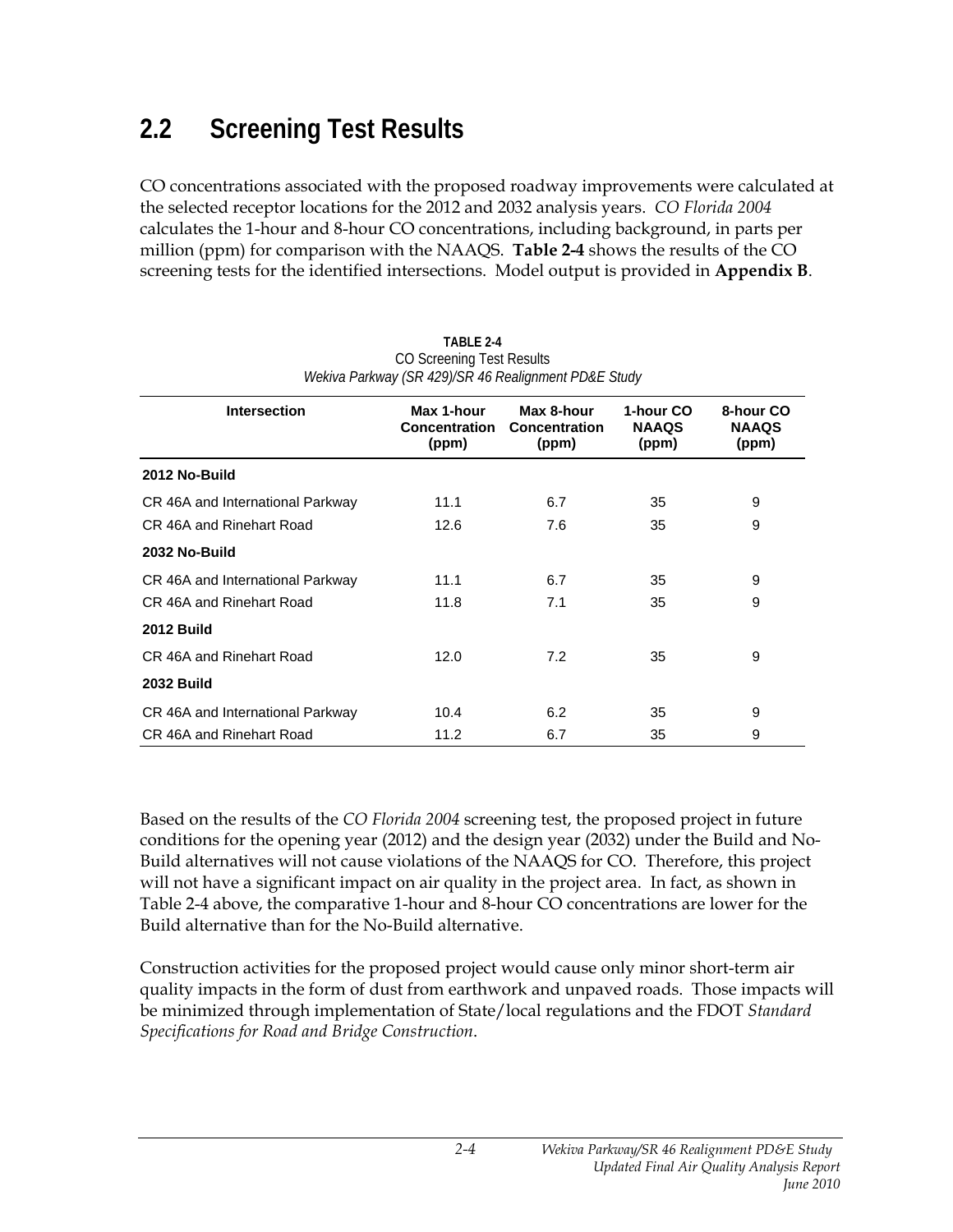## 2.2 Screening Test Results

CO concentrations associated with the proposed roadway improvements were calculated at the selected receptor locations for the 2012 and 2032 analysis years. *CO Florida 2004* calculates the 1-hour and 8-hour CO concentrations, including background, in parts per million (ppm) for comparison with the NAAQS. **Table 2-4** shows the results of the CO screening tests for the identified intersections. Model output is provided in **Appendix B**.

**TABLE 2-4**
CO Screening Test Results
*Wekiva Parkway (SR 429)/SR 46 Realignment PD&E Study*

| Intersection | Max 1-hour Concentration (ppm) | Max 8-hour Concentration (ppm) | 1-hour CO NAAQS (ppm) | 8-hour CO NAAQS (ppm) |
|---|---|---|---|---|
| **2012 No-Build** | | | | |
| CR 46A and International Parkway | 11.1 | 6.7 | 35 | 9 |
| CR 46A and Rinehart Road | 12.6 | 7.6 | 35 | 9 |
| **2032 No-Build** | | | | |
| CR 46A and International Parkway | 11.1 | 6.7 | 35 | 9 |
| CR 46A and Rinehart Road | 11.8 | 7.1 | 35 | 9 |
| **2012 Build** | | | | |
| CR 46A and Rinehart Road | 12.0 | 7.2 | 35 | 9 |
| **2032 Build** | | | | |
| CR 46A and International Parkway | 10.4 | 6.2 | 35 | 9 |
| CR 46A and Rinehart Road | 11.2 | 6.7 | 35 | 9 |

Based on the results of the *CO Florida 2004* screening test, the proposed project in future conditions for the opening year (2012) and the design year (2032) under the Build and No-Build alternatives will not cause violations of the NAAQS for CO. Therefore, this project will not have a significant impact on air quality in the project area. In fact, as shown in Table 2-4 above, the comparative 1-hour and 8-hour CO concentrations are lower for the Build alternative than for the No-Build alternative.

Construction activities for the proposed project would cause only minor short-term air quality impacts in the form of dust from earthwork and unpaved roads. Those impacts will be minimized through implementation of State/local regulations and the FDOT *Standard Specifications for Road and Bridge Construction*.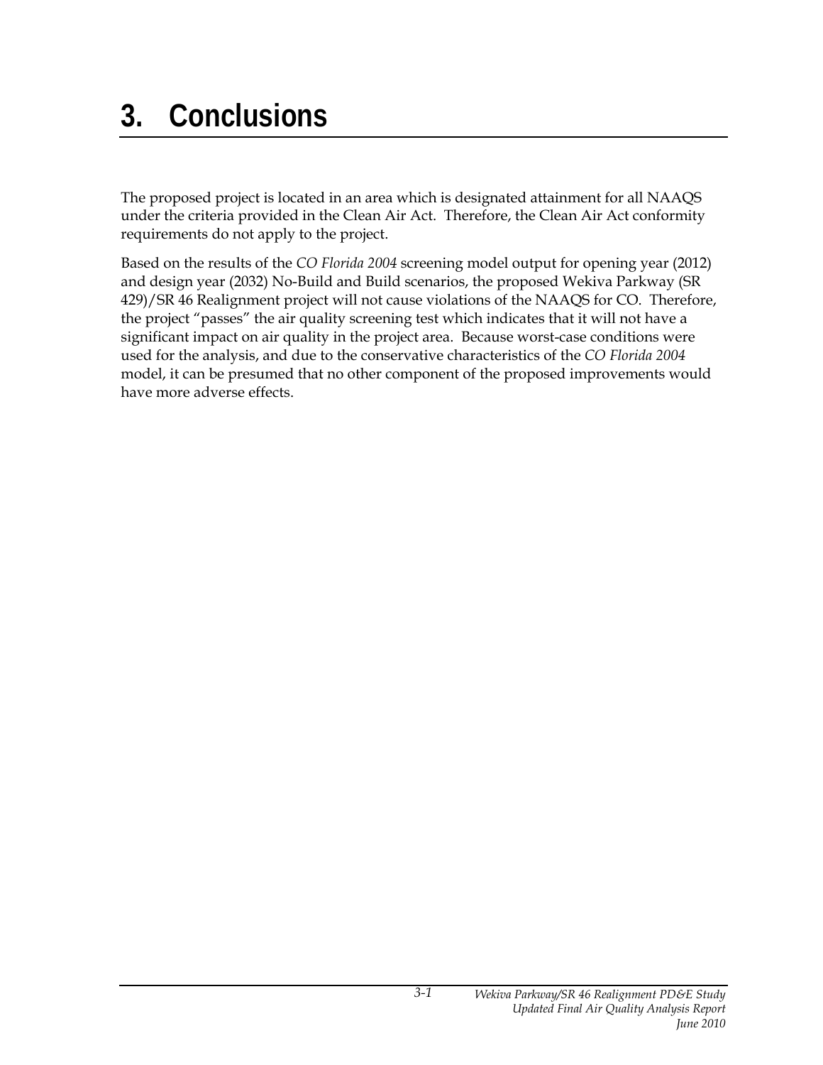# 3. Conclusions

The proposed project is located in an area which is designated attainment for all NAAQS under the criteria provided in the Clean Air Act. Therefore, the Clean Air Act conformity requirements do not apply to the project.

Based on the results of the *CO Florida 2004* screening model output for opening year (2012) and design year (2032) No-Build and Build scenarios, the proposed Wekiva Parkway (SR 429)/SR 46 Realignment project will not cause violations of the NAAQS for CO. Therefore, the project "passes" the air quality screening test which indicates that it will not have a significant impact on air quality in the project area. Because worst-case conditions were used for the analysis, and due to the conservative characteristics of the *CO Florida 2004* model, it can be presumed that no other component of the proposed improvements would have more adverse effects.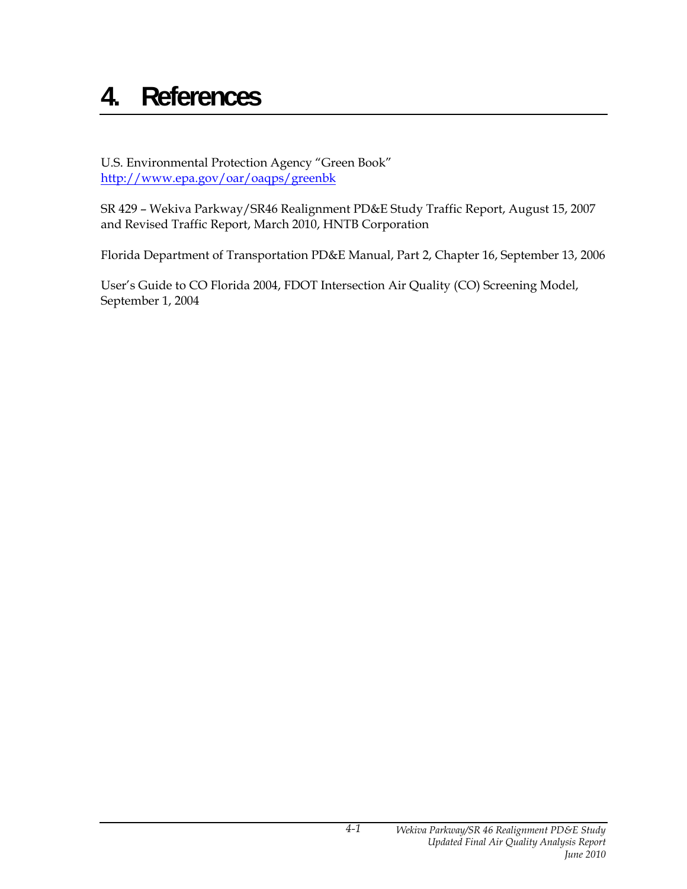# 4. References

U.S. Environmental Protection Agency "Green Book"
http://www.epa.gov/oar/oaqps/greenbk

SR 429 – Wekiva Parkway/SR46 Realignment PD&E Study Traffic Report, August 15, 2007 and Revised Traffic Report, March 2010, HNTB Corporation

Florida Department of Transportation PD&E Manual, Part 2, Chapter 16, September 13, 2006

User's Guide to CO Florida 2004, FDOT Intersection Air Quality (CO) Screening Model, September 1, 2004